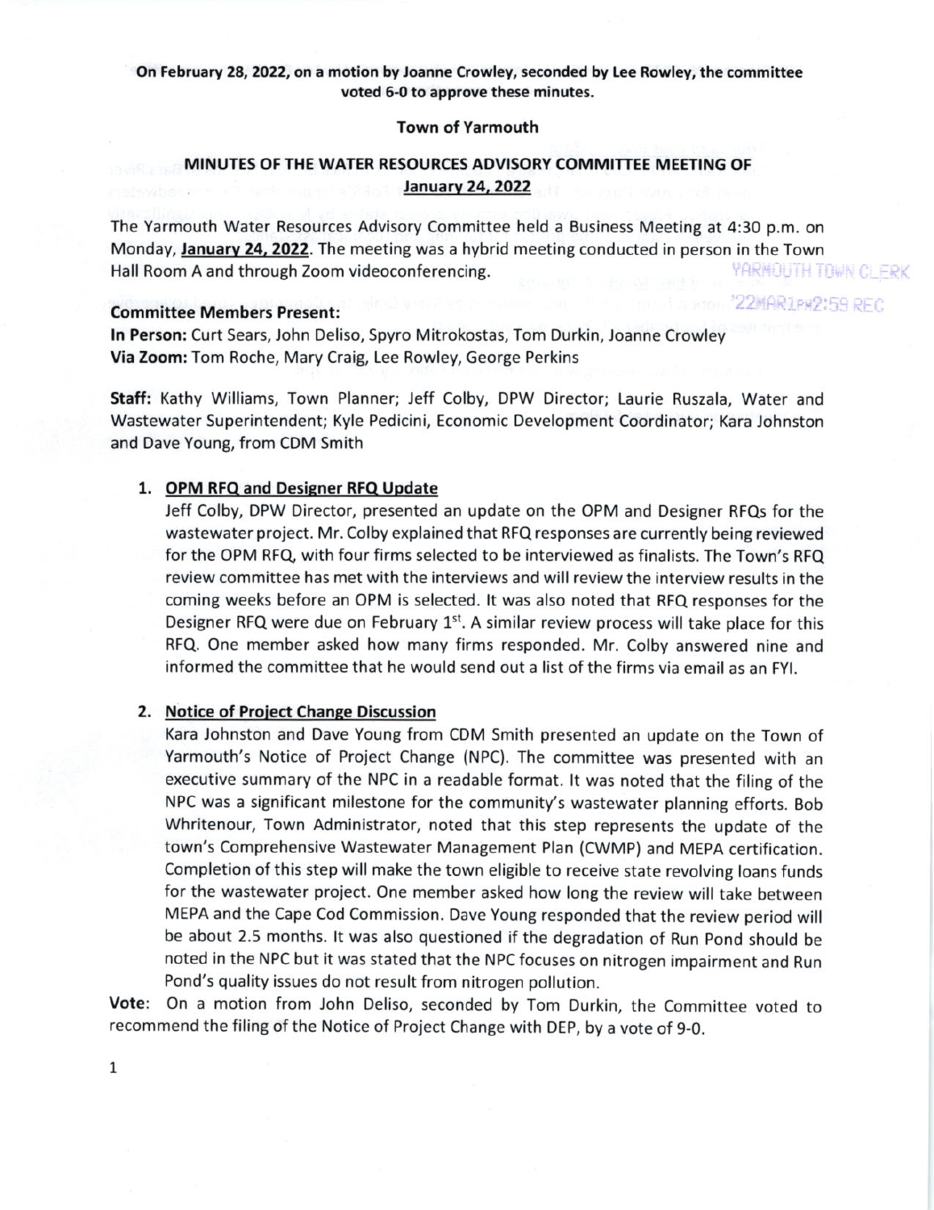**On February 28, 2022, on a motion by Joanne Crowley, seconded by Lee Rowley, the committee voted 6-0 to approve these minutes.**

**Town of Yarmouth**

# MINUTES OF THE WATER RESOURCES ADVISORY COMMITTEE MEETING OF January 24, 2022

The Yarmouth Water Resources Advisory Committee held a Business Meeting at 4:30 p.m. on Monday, **January 24, 2022**. The meeting was a hybrid meeting conducted in person in the Town Hall Room A and through Zoom videoconferencing.

YARMOUTH TOWN CLERK
'22MAR1PM2:59 REC

**Committee Members Present:**
**In Person:** Curt Sears, John Deliso, Spyro Mitrokostas, Tom Durkin, Joanne Crowley
**Via Zoom:** Tom Roche, Mary Craig, Lee Rowley, George Perkins

**Staff:** Kathy Williams, Town Planner; Jeff Colby, DPW Director; Laurie Ruszala, Water and Wastewater Superintendent; Kyle Pedicini, Economic Development Coordinator; Kara Johnston and Dave Young, from CDM Smith

1. **OPM RFQ and Designer RFQ Update**
   Jeff Colby, DPW Director, presented an update on the OPM and Designer RFQs for the wastewater project. Mr. Colby explained that RFQ responses are currently being reviewed for the OPM RFQ, with four firms selected to be interviewed as finalists. The Town's RFQ review committee has met with the interviews and will review the interview results in the coming weeks before an OPM is selected. It was also noted that RFQ responses for the Designer RFQ were due on February 1st. A similar review process will take place for this RFQ. One member asked how many firms responded. Mr. Colby answered nine and informed the committee that he would send out a list of the firms via email as an FYI.

2. **Notice of Project Change Discussion**
   Kara Johnston and Dave Young from CDM Smith presented an update on the Town of Yarmouth's Notice of Project Change (NPC). The committee was presented with an executive summary of the NPC in a readable format. It was noted that the filing of the NPC was a significant milestone for the community's wastewater planning efforts. Bob Whritenour, Town Administrator, noted that this step represents the update of the town's Comprehensive Wastewater Management Plan (CWMP) and MEPA certification. Completion of this step will make the town eligible to receive state revolving loans funds for the wastewater project. One member asked how long the review will take between MEPA and the Cape Cod Commission. Dave Young responded that the review period will be about 2.5 months. It was also questioned if the degradation of Run Pond should be noted in the NPC but it was stated that the NPC focuses on nitrogen impairment and Run Pond's quality issues do not result from nitrogen pollution.

**Vote**: On a motion from John Deliso, seconded by Tom Durkin, the Committee voted to recommend the filing of the Notice of Project Change with DEP, by a vote of 9-0.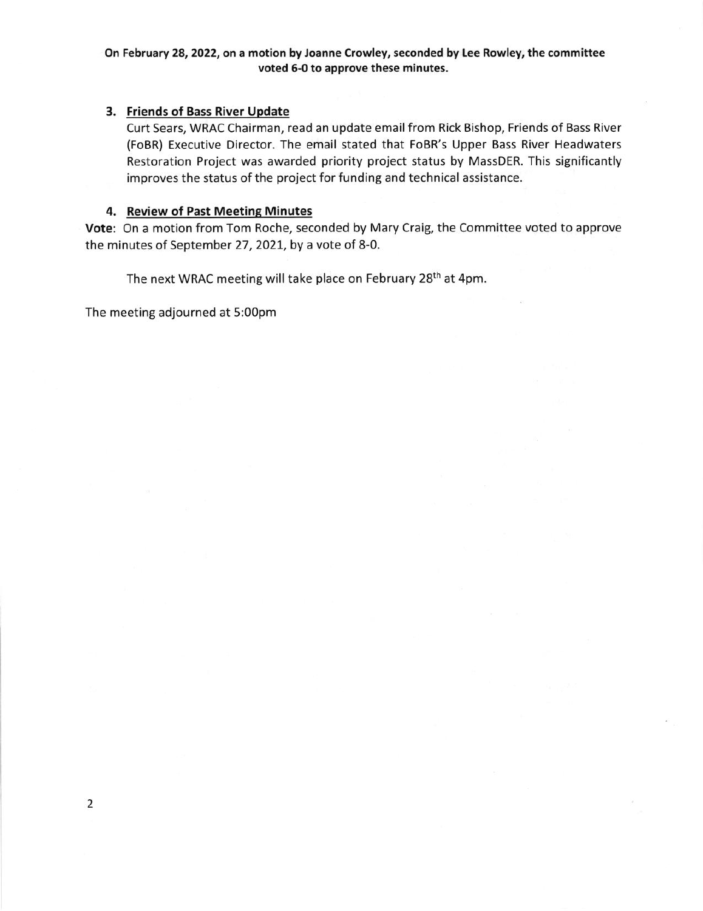**On February 28, 2022, on a motion by Joanne Crowley, seconded by Lee Rowley, the committee voted 6-0 to approve these minutes.**

3. **Friends of Bass River Update**

   Curt Sears, WRAC Chairman, read an update email from Rick Bishop, Friends of Bass River (FoBR) Executive Director. The email stated that FoBR's Upper Bass River Headwaters Restoration Project was awarded priority project status by MassDER. This significantly improves the status of the project for funding and technical assistance.

4. **Review of Past Meeting Minutes**

**Vote**: On a motion from Tom Roche, seconded by Mary Craig, the Committee voted to approve the minutes of September 27, 2021, by a vote of 8-0.

The next WRAC meeting will take place on February 28th at 4pm.

The meeting adjourned at 5:00pm